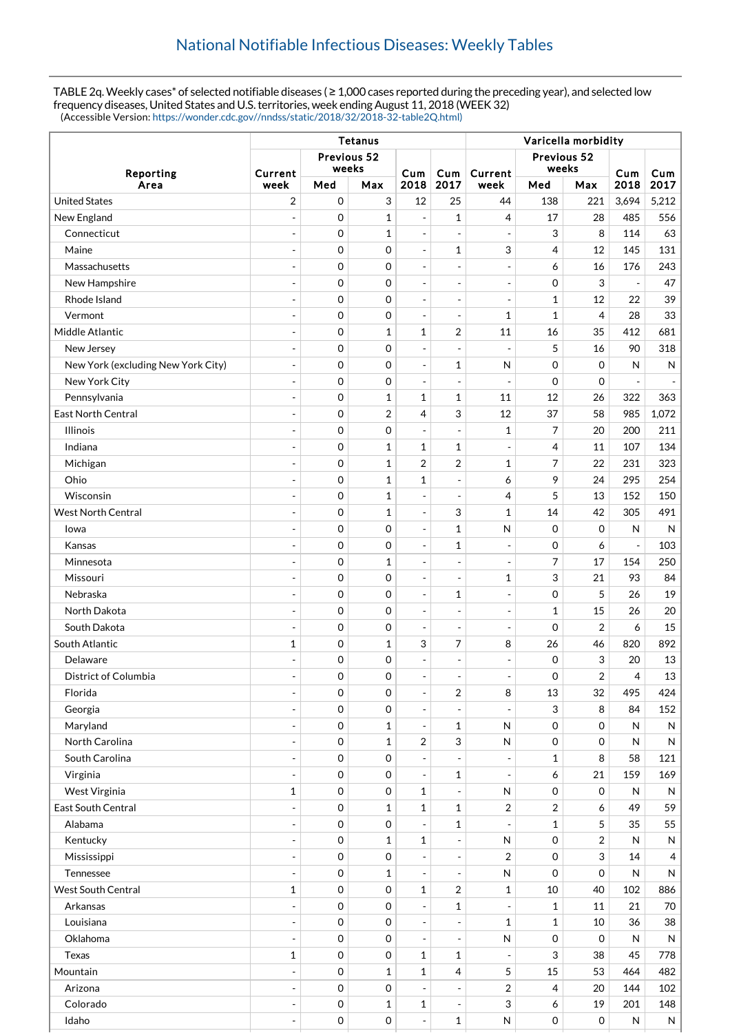## National Notifiable Infectious Diseases: Weekly Tables

TABLE 2q. Weekly cases* of selected notifiable diseases ( ≥ 1,000 cases reported during the preceding year), and selected low frequency diseases, United States and U.S. territories, week ending August 11, 2018 (WEEK 32)
(Accessible Version: https://wonder.cdc.gov//nndss/static/2018/32/2018-32-table2Q.html)

| Reporting Area | Tetanus | | | | | Varicella morbidity | | | | |
|---|---|---|---|---|---|---|---|---|---|---|
| | Current week | Previous 52 weeks | | Cum 2018 | Cum 2017 | Current week | Previous 52 weeks | | Cum 2018 | Cum 2017 |
| | | Med | Max | | | | Med | Max | | |
| United States | 2 | 0 | 3 | 12 | 25 | 44 | 138 | 221 | 3,694 | 5,212 |
| New England | - | 0 | 1 | - | 1 | 4 | 17 | 28 | 485 | 556 |
| Connecticut | - | 0 | 1 | - | - | - | 3 | 8 | 114 | 63 |
| Maine | - | 0 | 0 | - | 1 | 3 | 4 | 12 | 145 | 131 |
| Massachusetts | - | 0 | 0 | - | - | - | 6 | 16 | 176 | 243 |
| New Hampshire | - | 0 | 0 | - | - | - | 0 | 3 | - | 47 |
| Rhode Island | - | 0 | 0 | - | - | - | 1 | 12 | 22 | 39 |
| Vermont | - | 0 | 0 | - | - | 1 | 1 | 4 | 28 | 33 |
| Middle Atlantic | - | 0 | 1 | 1 | 2 | 11 | 16 | 35 | 412 | 681 |
| New Jersey | - | 0 | 0 | - | - | - | 5 | 16 | 90 | 318 |
| New York (excluding New York City) | - | 0 | 0 | - | 1 | N | 0 | 0 | N | N |
| New York City | - | 0 | 0 | - | - | - | 0 | 0 | - | - |
| Pennsylvania | - | 0 | 1 | 1 | 1 | 11 | 12 | 26 | 322 | 363 |
| East North Central | - | 0 | 2 | 4 | 3 | 12 | 37 | 58 | 985 | 1,072 |
| Illinois | - | 0 | 0 | - | - | 1 | 7 | 20 | 200 | 211 |
| Indiana | - | 0 | 1 | 1 | 1 | - | 4 | 11 | 107 | 134 |
| Michigan | - | 0 | 1 | 2 | 2 | 1 | 7 | 22 | 231 | 323 |
| Ohio | - | 0 | 1 | 1 | - | 6 | 9 | 24 | 295 | 254 |
| Wisconsin | - | 0 | 1 | - | - | 4 | 5 | 13 | 152 | 150 |
| West North Central | - | 0 | 1 | - | 3 | 1 | 14 | 42 | 305 | 491 |
| Iowa | - | 0 | 0 | - | 1 | N | 0 | 0 | N | N |
| Kansas | - | 0 | 0 | - | 1 | - | 0 | 6 | - | 103 |
| Minnesota | - | 0 | 1 | - | - | - | 7 | 17 | 154 | 250 |
| Missouri | - | 0 | 0 | - | - | 1 | 3 | 21 | 93 | 84 |
| Nebraska | - | 0 | 0 | - | 1 | - | 0 | 5 | 26 | 19 |
| North Dakota | - | 0 | 0 | - | - | - | 1 | 15 | 26 | 20 |
| South Dakota | - | 0 | 0 | - | - | - | 0 | 2 | 6 | 15 |
| South Atlantic | 1 | 0 | 1 | 3 | 7 | 8 | 26 | 46 | 820 | 892 |
| Delaware | - | 0 | 0 | - | - | - | 0 | 3 | 20 | 13 |
| District of Columbia | - | 0 | 0 | - | - | - | 0 | 2 | 4 | 13 |
| Florida | - | 0 | 0 | - | 2 | 8 | 13 | 32 | 495 | 424 |
| Georgia | - | 0 | 0 | - | - | - | 3 | 8 | 84 | 152 |
| Maryland | - | 0 | 1 | - | 1 | N | 0 | 0 | N | N |
| North Carolina | - | 0 | 1 | 2 | 3 | N | 0 | 0 | N | N |
| South Carolina | - | 0 | 0 | - | - | - | 1 | 8 | 58 | 121 |
| Virginia | - | 0 | 0 | - | 1 | - | 6 | 21 | 159 | 169 |
| West Virginia | 1 | 0 | 0 | 1 | - | N | 0 | 0 | N | N |
| East South Central | - | 0 | 1 | 1 | 1 | 2 | 2 | 6 | 49 | 59 |
| Alabama | - | 0 | 0 | - | 1 | - | 1 | 5 | 35 | 55 |
| Kentucky | - | 0 | 1 | 1 | - | N | 0 | 2 | N | N |
| Mississippi | - | 0 | 0 | - | - | 2 | 0 | 3 | 14 | 4 |
| Tennessee | - | 0 | 1 | - | - | N | 0 | 0 | N | N |
| West South Central | 1 | 0 | 0 | 1 | 2 | 1 | 10 | 40 | 102 | 886 |
| Arkansas | - | 0 | 0 | - | 1 | - | 1 | 11 | 21 | 70 |
| Louisiana | - | 0 | 0 | - | - | 1 | 1 | 10 | 36 | 38 |
| Oklahoma | - | 0 | 0 | - | - | N | 0 | 0 | N | N |
| Texas | 1 | 0 | 0 | 1 | 1 | - | 3 | 38 | 45 | 778 |
| Mountain | - | 0 | 1 | 1 | 4 | 5 | 15 | 53 | 464 | 482 |
| Arizona | - | 0 | 0 | - | - | 2 | 4 | 20 | 144 | 102 |
| Colorado | - | 0 | 1 | 1 | - | 3 | 6 | 19 | 201 | 148 |
| Idaho | - | 0 | 0 | - | 1 | N | 0 | 0 | N | N |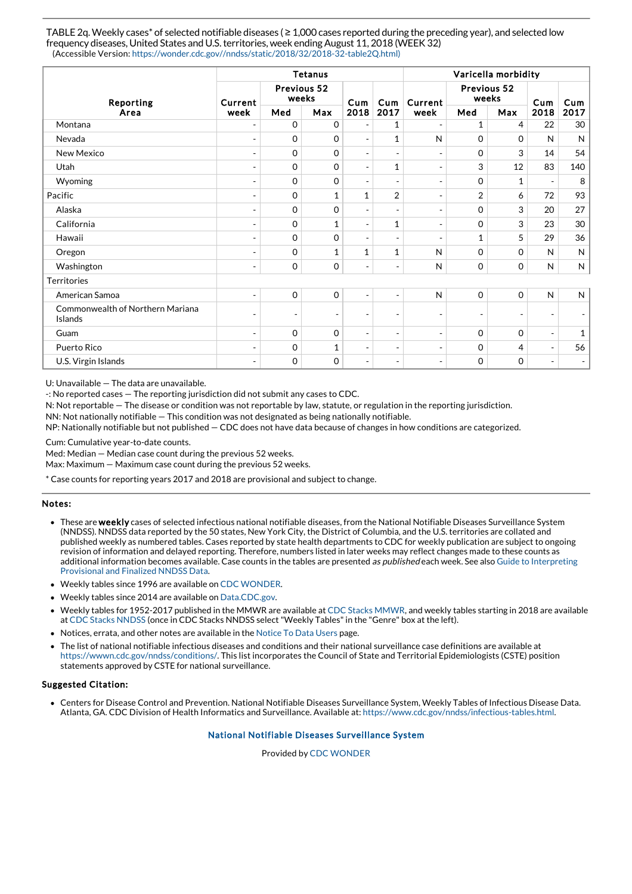TABLE 2q. Weekly cases* of selected notifiable diseases ( ≥ 1,000 cases reported during the preceding year), and selected low frequency diseases, United States and U.S. territories, week ending August 11, 2018 (WEEK 32)
(Accessible Version: https://wonder.cdc.gov//nndss/static/2018/32/2018-32-table2Q.html)

| Reporting Area | Tetanus | | | | | Varicella morbidity | | | | |
|---|---|---|---|---|---|---|---|---|---|---|
| | Current week | Previous 52 weeks | | Cum 2018 | Cum 2017 | Current week | Previous 52 weeks | | Cum 2018 | Cum 2017 |
| | | Med | Max | | | | Med | Max | | |
| Montana | - | 0 | 0 | - | 1 | - | 1 | 4 | 22 | 30 |
| Nevada | - | 0 | 0 | - | 1 | N | 0 | 0 | N | N |
| New Mexico | - | 0 | 0 | - | - | - | 0 | 3 | 14 | 54 |
| Utah | - | 0 | 0 | - | 1 | - | 3 | 12 | 83 | 140 |
| Wyoming | - | 0 | 0 | - | - | - | 0 | 1 | - | 8 |
| Pacific | - | 0 | 1 | 1 | 2 | - | 2 | 6 | 72 | 93 |
| Alaska | - | 0 | 0 | - | - | - | 0 | 3 | 20 | 27 |
| California | - | 0 | 1 | - | 1 | - | 0 | 3 | 23 | 30 |
| Hawaii | - | 0 | 0 | - | - | - | 1 | 5 | 29 | 36 |
| Oregon | - | 0 | 1 | 1 | 1 | N | 0 | 0 | N | N |
| Washington | - | 0 | 0 | - | - | N | 0 | 0 | N | N |
| Territories | | | | | | | | | | |
| American Samoa | - | 0 | 0 | - | - | N | 0 | 0 | N | N |
| Commonwealth of Northern Mariana Islands | - | - | - | - | - | - | - | - | - | - |
| Guam | - | 0 | 0 | - | - | - | 0 | 0 | - | 1 |
| Puerto Rico | - | 0 | 1 | - | - | - | 0 | 4 | - | 56 |
| U.S. Virgin Islands | - | 0 | 0 | - | - | - | 0 | 0 | - | - |

U: Unavailable — The data are unavailable.
-: No reported cases — The reporting jurisdiction did not submit any cases to CDC.
N: Not reportable — The disease or condition was not reportable by law, statute, or regulation in the reporting jurisdiction.
NN: Not nationally notifiable — This condition was not designated as being nationally notifiable.
NP: Nationally notifiable but not published — CDC does not have data because of changes in how conditions are categorized.

Cum: Cumulative year-to-date counts.
Med: Median — Median case count during the previous 52 weeks.
Max: Maximum — Maximum case count during the previous 52 weeks.

* Case counts for reporting years 2017 and 2018 are provisional and subject to change.

**Notes:**

- These are **weekly** cases of selected infectious national notifiable diseases, from the National Notifiable Diseases Surveillance System (NNDSS). NNDSS data reported by the 50 states, New York City, the District of Columbia, and the U.S. territories are collated and published weekly as numbered tables. Cases reported by state health departments to CDC for weekly publication are subject to ongoing revision of information and delayed reporting. Therefore, numbers listed in later weeks may reflect changes made to these counts as additional information becomes available. Case counts in the tables are presented *as published* each week. See also Guide to Interpreting Provisional and Finalized NNDSS Data.
- Weekly tables since 1996 are available on CDC WONDER.
- Weekly tables since 2014 are available on Data.CDC.gov.
- Weekly tables for 1952-2017 published in the MMWR are available at CDC Stacks MMWR, and weekly tables starting in 2018 are available at CDC Stacks NNDSS (once in CDC Stacks NNDSS select "Weekly Tables" in the "Genre" box at the left).
- Notices, errata, and other notes are available in the Notice To Data Users page.
- The list of national notifiable infectious diseases and conditions and their national surveillance case definitions are available at https://wwwn.cdc.gov/nndss/conditions/. This list incorporates the Council of State and Territorial Epidemiologists (CSTE) position statements approved by CSTE for national surveillance.

**Suggested Citation:**

- Centers for Disease Control and Prevention. National Notifiable Diseases Surveillance System, Weekly Tables of Infectious Disease Data. Atlanta, GA. CDC Division of Health Informatics and Surveillance. Available at: https://www.cdc.gov/nndss/infectious-tables.html.

National Notifiable Diseases Surveillance System

Provided by CDC WONDER